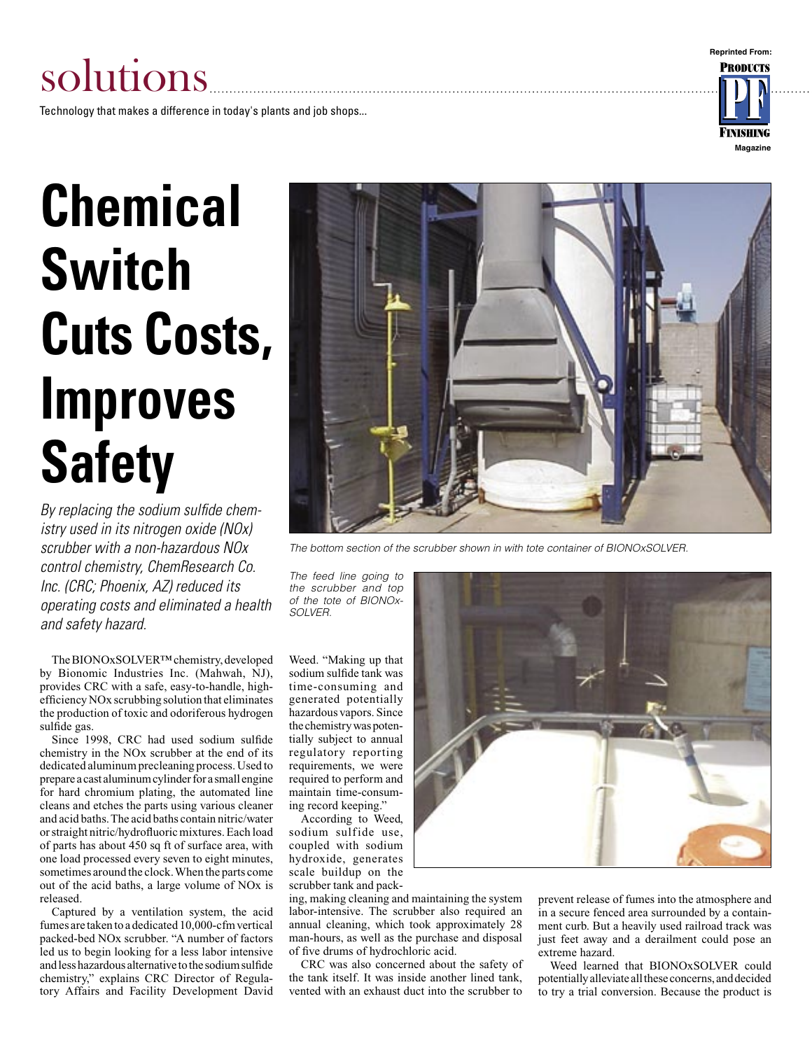# solutions

Technology that makes a difference in today's plants and job shops...

Reprinted From: Products Finishing Magazine

# Chemical Switch Cuts Costs, Improves Safety

*By replacing the sodium sulfide chemistry used in its nitrogen oxide (NOx) scrubber with a non-hazardous NOx control chemistry, ChemResearch Co. Inc. (CRC; Phoenix, AZ) reduced its operating costs and eliminated a health and safety hazard.*

*The bottom section of the scrubber shown in with tote container of BIONOxSOLVER.*

*The feed line going to the scrubber and top of the tote of BIONOx-SOLVER.*

The BIONOxSOLVER™ chemistry, developed by Bionomic Industries Inc. (Mahwah, NJ), provides CRC with a safe, easy-to-handle, high-efficiency NOx scrubbing solution that eliminates the production of toxic and odoriferous hydrogen sulfide gas.

Since 1998, CRC had used sodium sulfide chemistry in the NOx scrubber at the end of its dedicated aluminum precleaning process. Used to prepare a cast aluminum cylinder for a small engine for hard chromium plating, the automated line cleans and etches the parts using various cleaner and acid baths. The acid baths contain nitric/water or straight nitric/hydrofluoric mixtures. Each load of parts has about 450 sq ft of surface area, with one load processed every seven to eight minutes, sometimes around the clock. When the parts come out of the acid baths, a large volume of NOx is released.

Captured by a ventilation system, the acid fumes are taken to a dedicated 10,000-cfm vertical packed-bed NOx scrubber. "A number of factors led us to begin looking for a less labor intensive and less hazardous alternative to the sodium sulfide chemistry," explains CRC Director of Regulatory Affairs and Facility Development David Weed. "Making up that sodium sulfide tank was time-consuming and generated potentially hazardous vapors. Since the chemistry was potentially subject to annual regulatory reporting requirements, we were required to perform and maintain time-consuming record keeping."

According to Weed, sodium sulfide use, coupled with sodium hydroxide, generates scale buildup on the scrubber tank and packing, making cleaning and maintaining the system labor-intensive. The scrubber also required an annual cleaning, which took approximately 28 man-hours, as well as the purchase and disposal of five drums of hydrochloric acid.

CRC was also concerned about the safety of the tank itself. It was inside another lined tank, vented with an exhaust duct into the scrubber to prevent release of fumes into the atmosphere and in a secure fenced area surrounded by a containment curb. But a heavily used railroad track was just feet away and a derailment could pose an extreme hazard.

Weed learned that BIONOxSOLVER could potentially alleviate all these concerns, and decided to try a trial conversion. Because the product is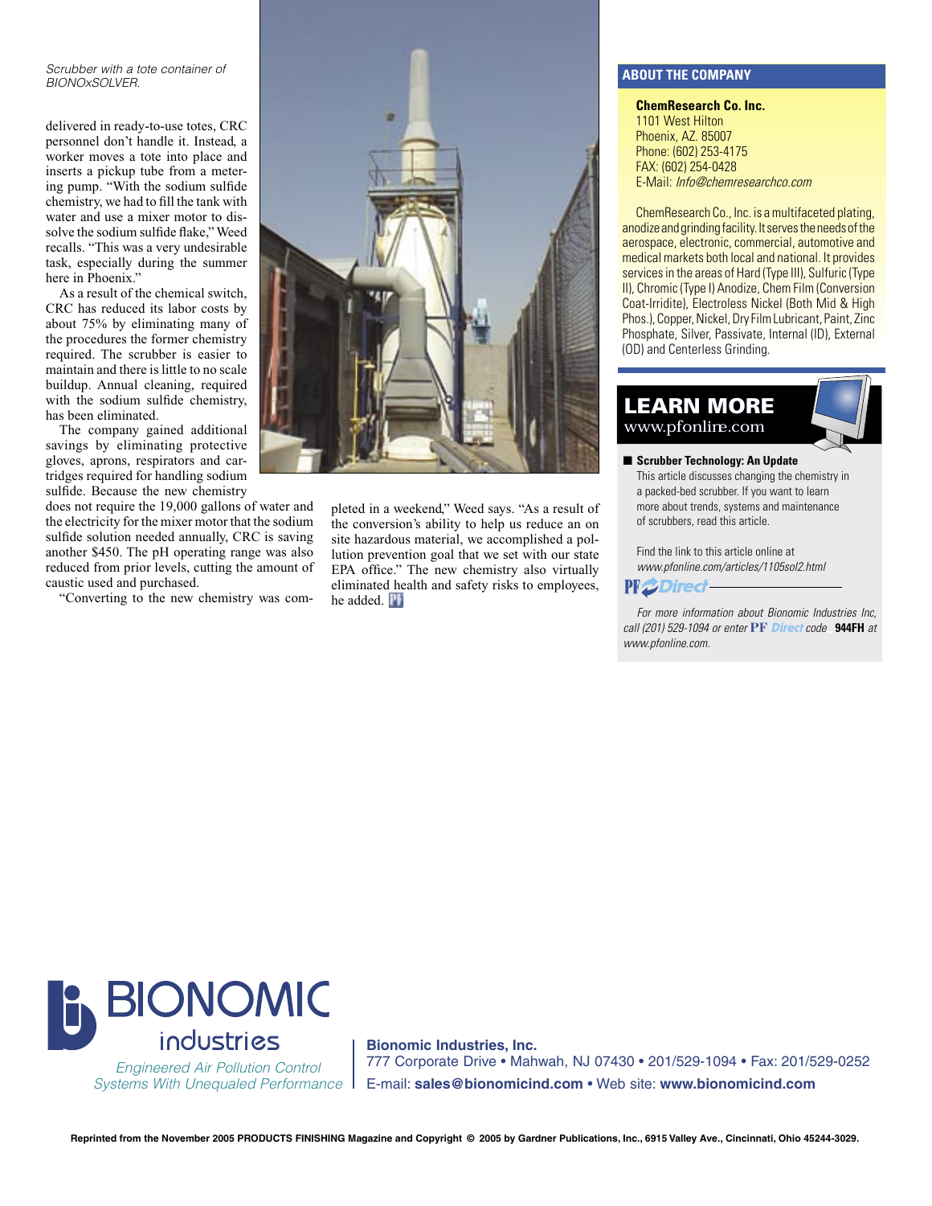*Scrubber with a tote container of BIONOxSOLVER.*

delivered in ready-to-use totes, CRC personnel don't handle it. Instead, a worker moves a tote into place and inserts a pickup tube from a metering pump. "With the sodium sulfide chemistry, we had to fill the tank with water and use a mixer motor to dissolve the sodium sulfide flake," Weed recalls. "This was a very undesirable task, especially during the summer here in Phoenix."

As a result of the chemical switch, CRC has reduced its labor costs by about 75% by eliminating many of the procedures the former chemistry required. The scrubber is easier to maintain and there is little to no scale buildup. Annual cleaning, required with the sodium sulfide chemistry, has been eliminated.

The company gained additional savings by eliminating protective gloves, aprons, respirators and cartridges required for handling sodium sulfide. Because the new chemistry does not require the 19,000 gallons of water and the electricity for the mixer motor that the sodium sulfide solution needed annually, CRC is saving another $450. The pH operating range was also reduced from prior levels, cutting the amount of caustic used and purchased.

"Converting to the new chemistry was completed in a weekend," Weed says. "As a result of the conversion's ability to help us reduce an on site hazardous material, we accomplished a pollution prevention goal that we set with our state EPA office." The new chemistry also virtually eliminated health and safety risks to employees, he added.

## ABOUT THE COMPANY

**ChemResearch Co. Inc.**
1101 West Hilton
Phoenix, AZ. 85007
Phone: (602) 253-4175
FAX: (602) 254-0428
E-Mail: *Info@chemresearchco.com*

ChemResearch Co., Inc. is a multifaceted plating, anodize and grinding facility. It serves the needs of the aerospace, electronic, commercial, automotive and medical markets both local and national. It provides services in the areas of Hard (Type III), Sulfuric (Type II), Chromic (Type I) Anodize, Chem Film (Conversion Coat-Irridite), Electroless Nickel (Both Mid & High Phos.), Copper, Nickel, Dry Film Lubricant, Paint, Zinc Phosphate, Silver, Passivate, Internal (ID), External (OD) and Centerless Grinding.

## LEARN MORE

www.pfonline.com

- **Scrubber Technology: An Update**
  This article discusses changing the chemistry in a packed-bed scrubber. If you want to learn more about trends, systems and maintenance of scrubbers, read this article.

  Find the link to this article online at *www.pfonline.com/articles/1105sol2.html*

PF Direct

*For more information about Bionomic Industries Inc, call (201) 529-1094 or enter* PF Direct *code* **944FH** *at www.pfonline.com.*

BIONOMIC industries

*Engineered Air Pollution Control Systems With Unequaled Performance*

**Bionomic Industries, Inc.**
777 Corporate Drive • Mahwah, NJ 07430 • 201/529-1094 • Fax: 201/529-0252
E-mail: **sales@bionomicind.com** • Web site: **www.bionomicind.com**

**Reprinted from the November 2005 PRODUCTS FINISHING Magazine and Copyright © 2005 by Gardner Publications, Inc., 6915 Valley Ave., Cincinnati, Ohio 45244-3029.**